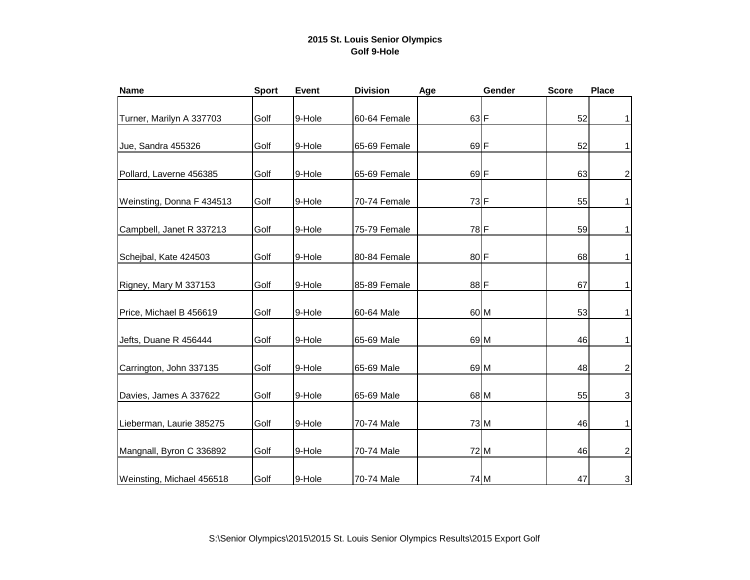# 2015 St. Louis Senior Olympics
## Golf 9-Hole

| Name | Sport | Event | Division | Age | Gender | Score | Place |
|---|---|---|---|---|---|---|---|
| Turner, Marilyn A 337703 | Golf | 9-Hole | 60-64 Female | 63 | F | 52 | 1 |
| Jue, Sandra 455326 | Golf | 9-Hole | 65-69 Female | 69 | F | 52 | 1 |
| Pollard, Laverne 456385 | Golf | 9-Hole | 65-69 Female | 69 | F | 63 | 2 |
| Weinsting, Donna F 434513 | Golf | 9-Hole | 70-74 Female | 73 | F | 55 | 1 |
| Campbell, Janet R 337213 | Golf | 9-Hole | 75-79 Female | 78 | F | 59 | 1 |
| Schejbal, Kate 424503 | Golf | 9-Hole | 80-84 Female | 80 | F | 68 | 1 |
| Rigney, Mary M 337153 | Golf | 9-Hole | 85-89 Female | 88 | F | 67 | 1 |
| Price, Michael B 456619 | Golf | 9-Hole | 60-64 Male | 60 | M | 53 | 1 |
| Jefts, Duane R 456444 | Golf | 9-Hole | 65-69 Male | 69 | M | 46 | 1 |
| Carrington, John 337135 | Golf | 9-Hole | 65-69 Male | 69 | M | 48 | 2 |
| Davies, James A 337622 | Golf | 9-Hole | 65-69 Male | 68 | M | 55 | 3 |
| Lieberman, Laurie 385275 | Golf | 9-Hole | 70-74 Male | 73 | M | 46 | 1 |
| Mangnall, Byron C 336892 | Golf | 9-Hole | 70-74 Male | 72 | M | 46 | 2 |
| Weinsting, Michael 456518 | Golf | 9-Hole | 70-74 Male | 74 | M | 47 | 3 |

S:\Senior Olympics\2015\2015 St. Louis Senior Olympics Results\2015 Export Golf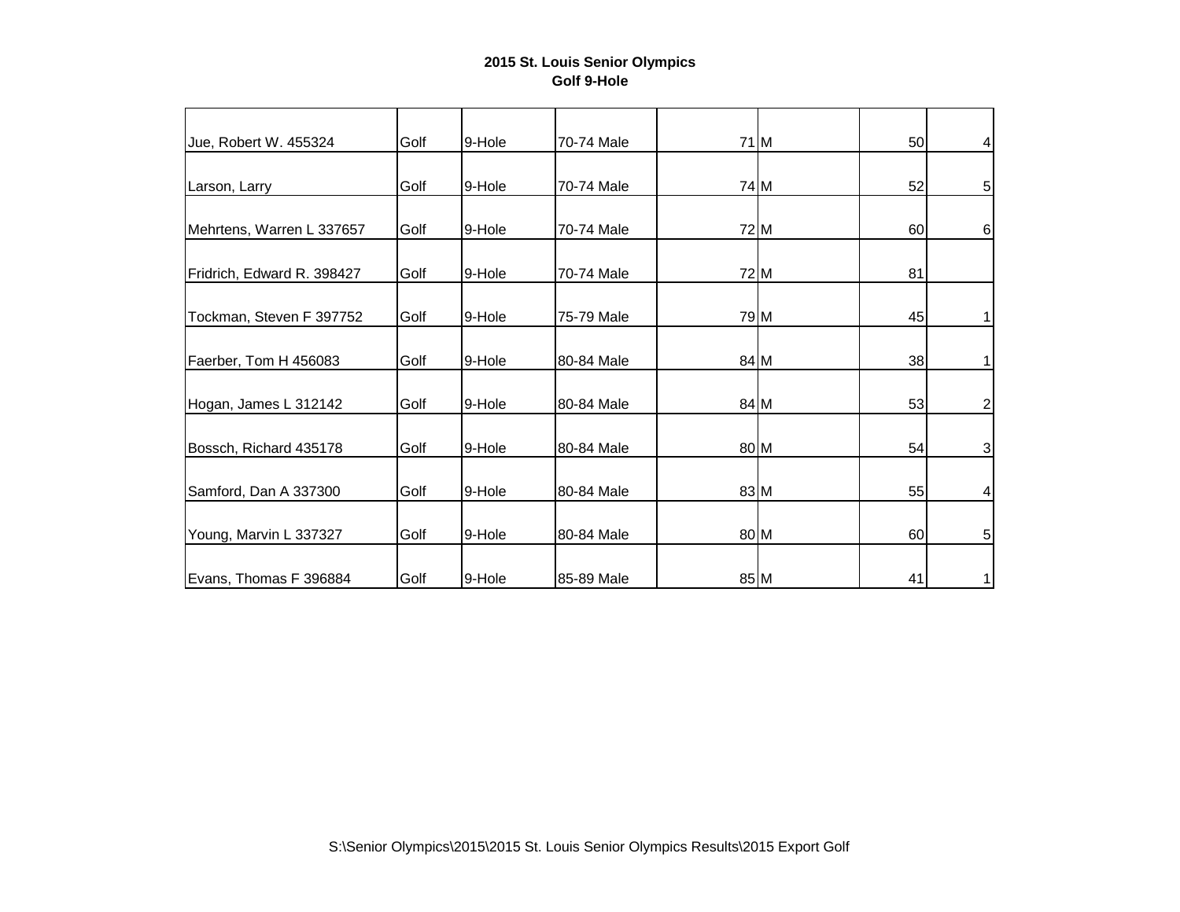**2015 St. Louis Senior Olympics**
**Golf 9-Hole**

| | | | | | | | |
|---|---|---|---|---|---|---|---|
| Jue, Robert W. 455324 | Golf | 9-Hole | 70-74 Male | 71 | M | 50 | 4 |
| Larson, Larry | Golf | 9-Hole | 70-74 Male | 74 | M | 52 | 5 |
| Mehrtens, Warren L 337657 | Golf | 9-Hole | 70-74 Male | 72 | M | 60 | 6 |
| Fridrich, Edward R. 398427 | Golf | 9-Hole | 70-74 Male | 72 | M | 81 | |
| Tockman, Steven F 397752 | Golf | 9-Hole | 75-79 Male | 79 | M | 45 | 1 |
| Faerber, Tom H 456083 | Golf | 9-Hole | 80-84 Male | 84 | M | 38 | 1 |
| Hogan, James L 312142 | Golf | 9-Hole | 80-84 Male | 84 | M | 53 | 2 |
| Bossch, Richard 435178 | Golf | 9-Hole | 80-84 Male | 80 | M | 54 | 3 |
| Samford, Dan A 337300 | Golf | 9-Hole | 80-84 Male | 83 | M | 55 | 4 |
| Young, Marvin L 337327 | Golf | 9-Hole | 80-84 Male | 80 | M | 60 | 5 |
| Evans, Thomas F 396884 | Golf | 9-Hole | 85-89 Male | 85 | M | 41 | 1 |

S:\Senior Olympics\2015\2015 St. Louis Senior Olympics Results\2015 Export Golf